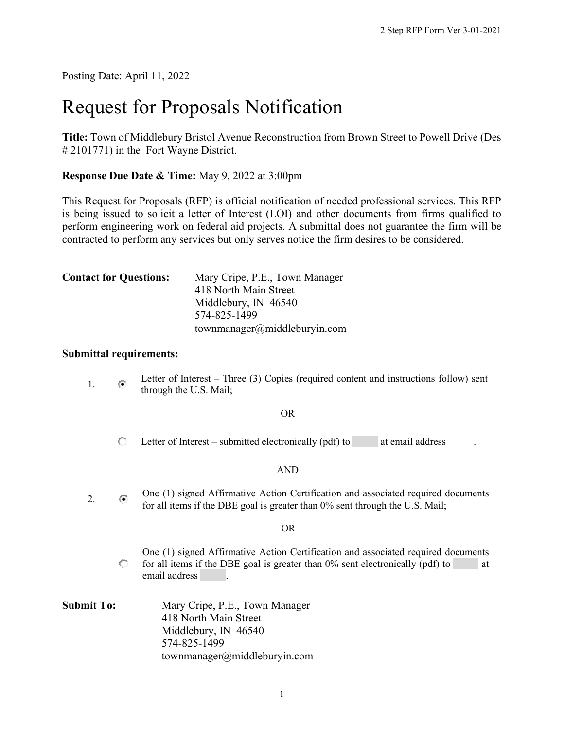Posting Date: April 11, 2022

# Request for Proposals Notification

**Title:** Town of Middlebury Bristol Avenue Reconstruction from Brown Street to Powell Drive (Des # 2101771) in the Fort Wayne District.

**Response Due Date & Time:** May 9, 2022 at 3:00pm

This Request for Proposals (RFP) is official notification of needed professional services. This RFP is being issued to solicit a letter of Interest (LOI) and other documents from firms qualified to perform engineering work on federal aid projects. A submittal does not guarantee the firm will be contracted to perform any services but only serves notice the firm desires to be considered.

**Contact for Questions:** Mary Cripe, P.E., Town Manager
418 North Main Street
Middlebury, IN 46540
574-825-1499
townmanager@middleburyin.com

**Submittal requirements:**

1. (selected) Letter of Interest – Three (3) Copies (required content and instructions follow) sent through the U.S. Mail;

   OR

   (not selected) Letter of Interest – submitted electronically (pdf) to at email address .

   AND

2. (selected) One (1) signed Affirmative Action Certification and associated required documents for all items if the DBE goal is greater than 0% sent through the U.S. Mail;

   OR

   (not selected) One (1) signed Affirmative Action Certification and associated required documents for all items if the DBE goal is greater than 0% sent electronically (pdf) to at email address .

**Submit To:** Mary Cripe, P.E., Town Manager
418 North Main Street
Middlebury, IN 46540
574-825-1499
townmanager@middleburyin.com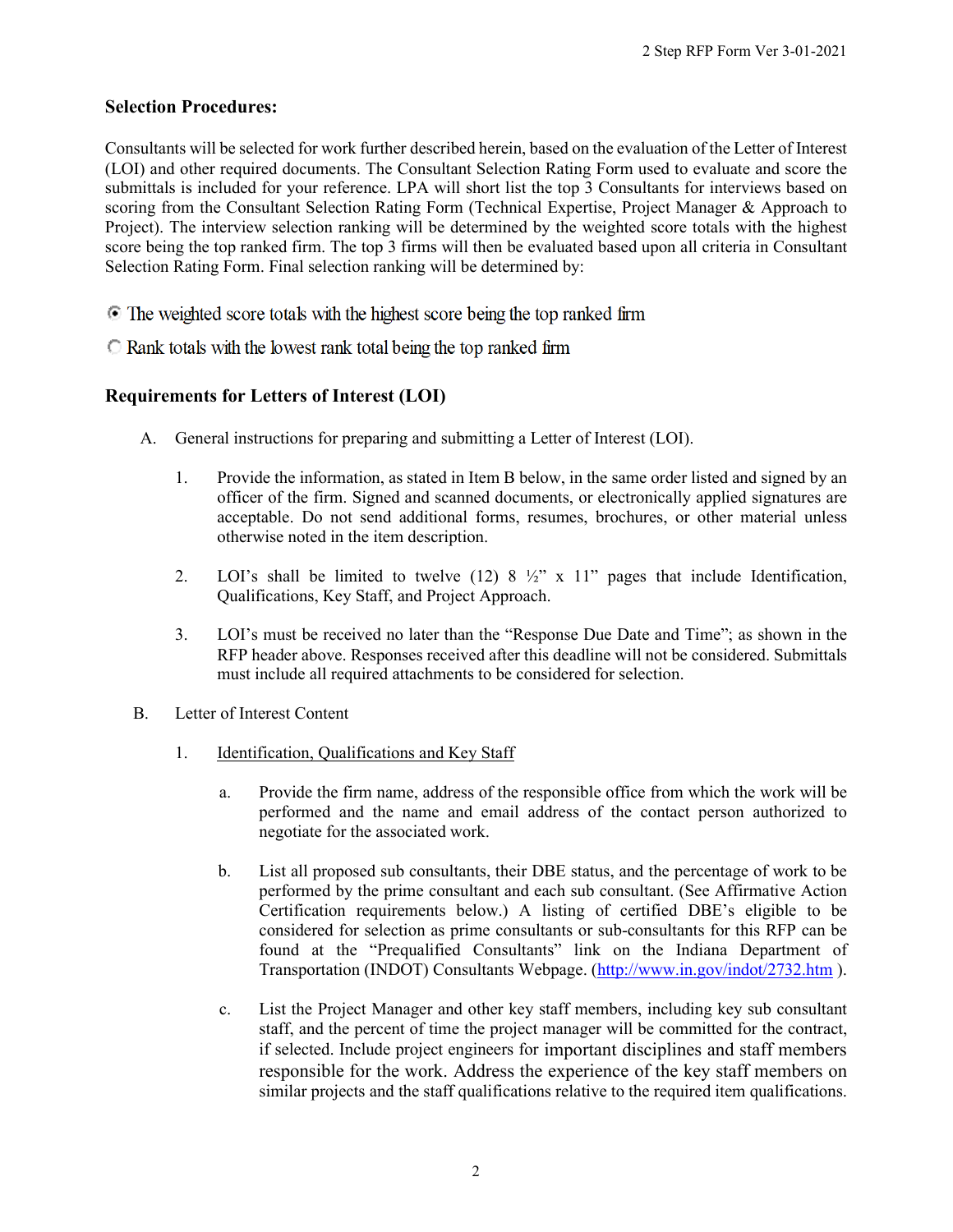## Selection Procedures:

Consultants will be selected for work further described herein, based on the evaluation of the Letter of Interest (LOI) and other required documents. The Consultant Selection Rating Form used to evaluate and score the submittals is included for your reference. LPA will short list the top 3 Consultants for interviews based on scoring from the Consultant Selection Rating Form (Technical Expertise, Project Manager & Approach to Project). The interview selection ranking will be determined by the weighted score totals with the highest score being the top ranked firm. The top 3 firms will then be evaluated based upon all criteria in Consultant Selection Rating Form. Final selection ranking will be determined by:

- ◉ The weighted score totals with the highest score being the top ranked firm
- ○ Rank totals with the lowest rank total being the top ranked firm

## Requirements for Letters of Interest (LOI)

A. General instructions for preparing and submitting a Letter of Interest (LOI).

1. Provide the information, as stated in Item B below, in the same order listed and signed by an officer of the firm. Signed and scanned documents, or electronically applied signatures are acceptable. Do not send additional forms, resumes, brochures, or other material unless otherwise noted in the item description.

2. LOI's shall be limited to twelve (12) 8 ½" x 11" pages that include Identification, Qualifications, Key Staff, and Project Approach.

3. LOI's must be received no later than the "Response Due Date and Time"; as shown in the RFP header above. Responses received after this deadline will not be considered. Submittals must include all required attachments to be considered for selection.

B. Letter of Interest Content

1. Identification, Qualifications and Key Staff

   a. Provide the firm name, address of the responsible office from which the work will be performed and the name and email address of the contact person authorized to negotiate for the associated work.

   b. List all proposed sub consultants, their DBE status, and the percentage of work to be performed by the prime consultant and each sub consultant. (See Affirmative Action Certification requirements below.) A listing of certified DBE's eligible to be considered for selection as prime consultants or sub-consultants for this RFP can be found at the "Prequalified Consultants" link on the Indiana Department of Transportation (INDOT) Consultants Webpage. (http://www.in.gov/indot/2732.htm ).

   c. List the Project Manager and other key staff members, including key sub consultant staff, and the percent of time the project manager will be committed for the contract, if selected. Include project engineers for important disciplines and staff members responsible for the work. Address the experience of the key staff members on similar projects and the staff qualifications relative to the required item qualifications.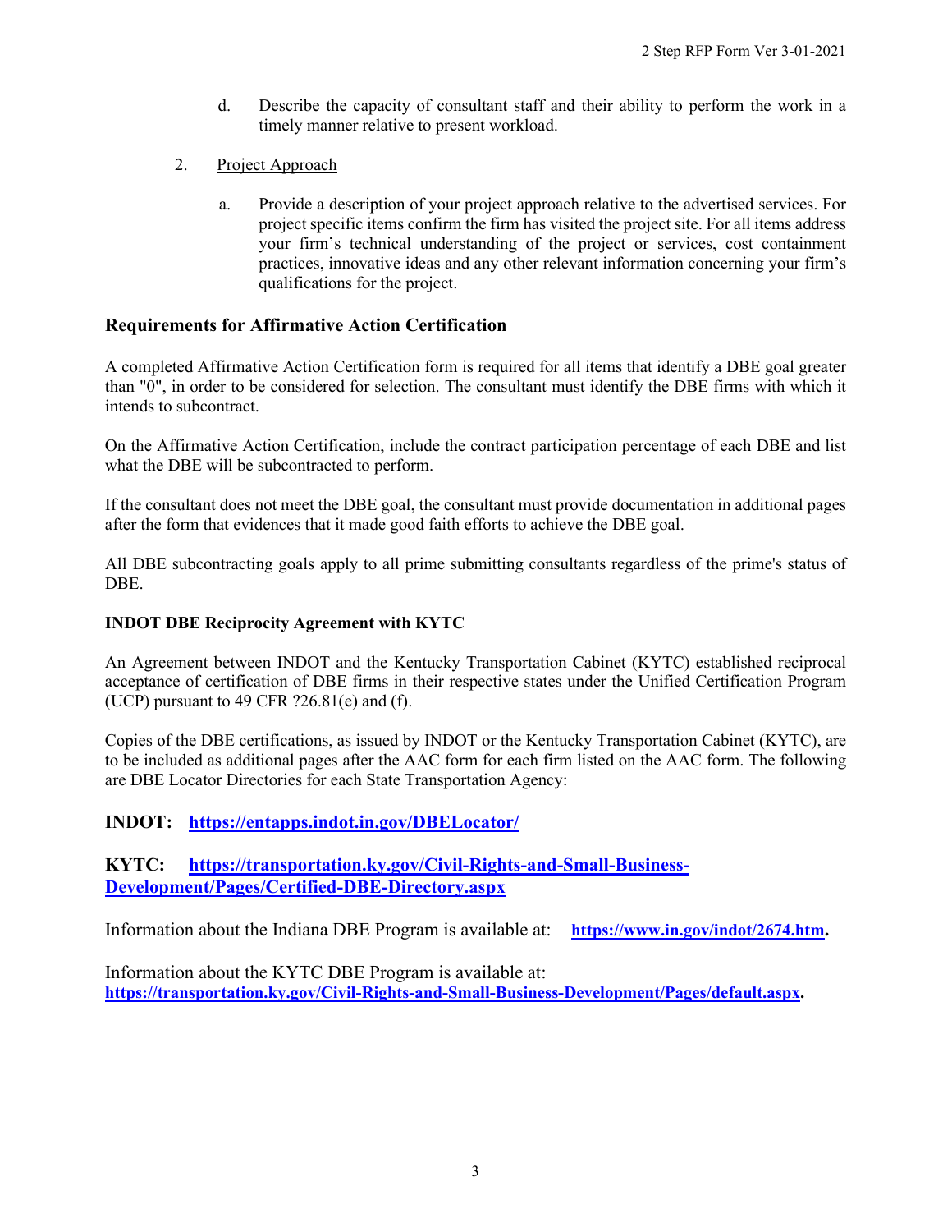d. Describe the capacity of consultant staff and their ability to perform the work in a timely manner relative to present workload.

2. Project Approach

   a. Provide a description of your project approach relative to the advertised services. For project specific items confirm the firm has visited the project site. For all items address your firm's technical understanding of the project or services, cost containment practices, innovative ideas and any other relevant information concerning your firm's qualifications for the project.

## Requirements for Affirmative Action Certification

A completed Affirmative Action Certification form is required for all items that identify a DBE goal greater than "0", in order to be considered for selection. The consultant must identify the DBE firms with which it intends to subcontract.

On the Affirmative Action Certification, include the contract participation percentage of each DBE and list what the DBE will be subcontracted to perform.

If the consultant does not meet the DBE goal, the consultant must provide documentation in additional pages after the form that evidences that it made good faith efforts to achieve the DBE goal.

All DBE subcontracting goals apply to all prime submitting consultants regardless of the prime's status of DBE.

### INDOT DBE Reciprocity Agreement with KYTC

An Agreement between INDOT and the Kentucky Transportation Cabinet (KYTC) established reciprocal acceptance of certification of DBE firms in their respective states under the Unified Certification Program (UCP) pursuant to 49 CFR ?26.81(e) and (f).

Copies of the DBE certifications, as issued by INDOT or the Kentucky Transportation Cabinet (KYTC), are to be included as additional pages after the AAC form for each firm listed on the AAC form. The following are DBE Locator Directories for each State Transportation Agency:

**INDOT: https://entapps.indot.in.gov/DBELocator/**

**KYTC: https://transportation.ky.gov/Civil-Rights-and-Small-Business-Development/Pages/Certified-DBE-Directory.aspx**

Information about the Indiana DBE Program is available at: **https://www.in.gov/indot/2674.htm.**

Information about the KYTC DBE Program is available at: **https://transportation.ky.gov/Civil-Rights-and-Small-Business-Development/Pages/default.aspx.**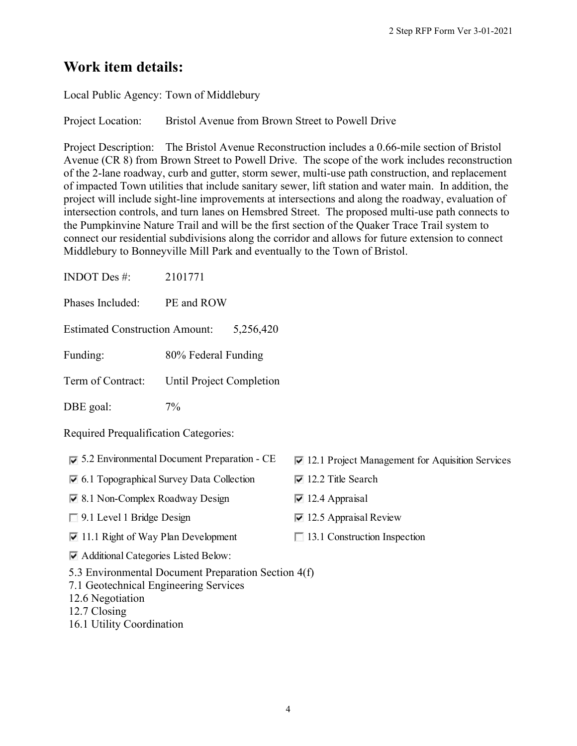## Work item details:

Local Public Agency: Town of Middlebury

Project Location: Bristol Avenue from Brown Street to Powell Drive

Project Description: The Bristol Avenue Reconstruction includes a 0.66-mile section of Bristol Avenue (CR 8) from Brown Street to Powell Drive. The scope of the work includes reconstruction of the 2-lane roadway, curb and gutter, storm sewer, multi-use path construction, and replacement of impacted Town utilities that include sanitary sewer, lift station and water main. In addition, the project will include sight-line improvements at intersections and along the roadway, evaluation of intersection controls, and turn lanes on Hemsbred Street. The proposed multi-use path connects to the Pumpkinvine Nature Trail and will be the first section of the Quaker Trace Trail system to connect our residential subdivisions along the corridor and allows for future extension to connect Middlebury to Bonneyville Mill Park and eventually to the Town of Bristol.

INDOT Des #: 2101771

Phases Included: PE and ROW

Estimated Construction Amount: 5,256,420

Funding: 80% Federal Funding

Term of Contract: Until Project Completion

DBE goal: 7%

Required Prequalification Categories:

- [x] 5.2 Environmental Document Preparation - CE
- [x] 6.1 Topographical Survey Data Collection
- [x] 8.1 Non-Complex Roadway Design
- [ ] 9.1 Level 1 Bridge Design
- [x] 11.1 Right of Way Plan Development
- [x] 12.1 Project Management for Aquisition Services
- [x] 12.2 Title Search
- [x] 12.4 Appraisal
- [x] 12.5 Appraisal Review
- [ ] 13.1 Construction Inspection
- [x] Additional Categories Listed Below:

5.3 Environmental Document Preparation Section 4(f)
7.1 Geotechnical Engineering Services
12.6 Negotiation
12.7 Closing
16.1 Utility Coordination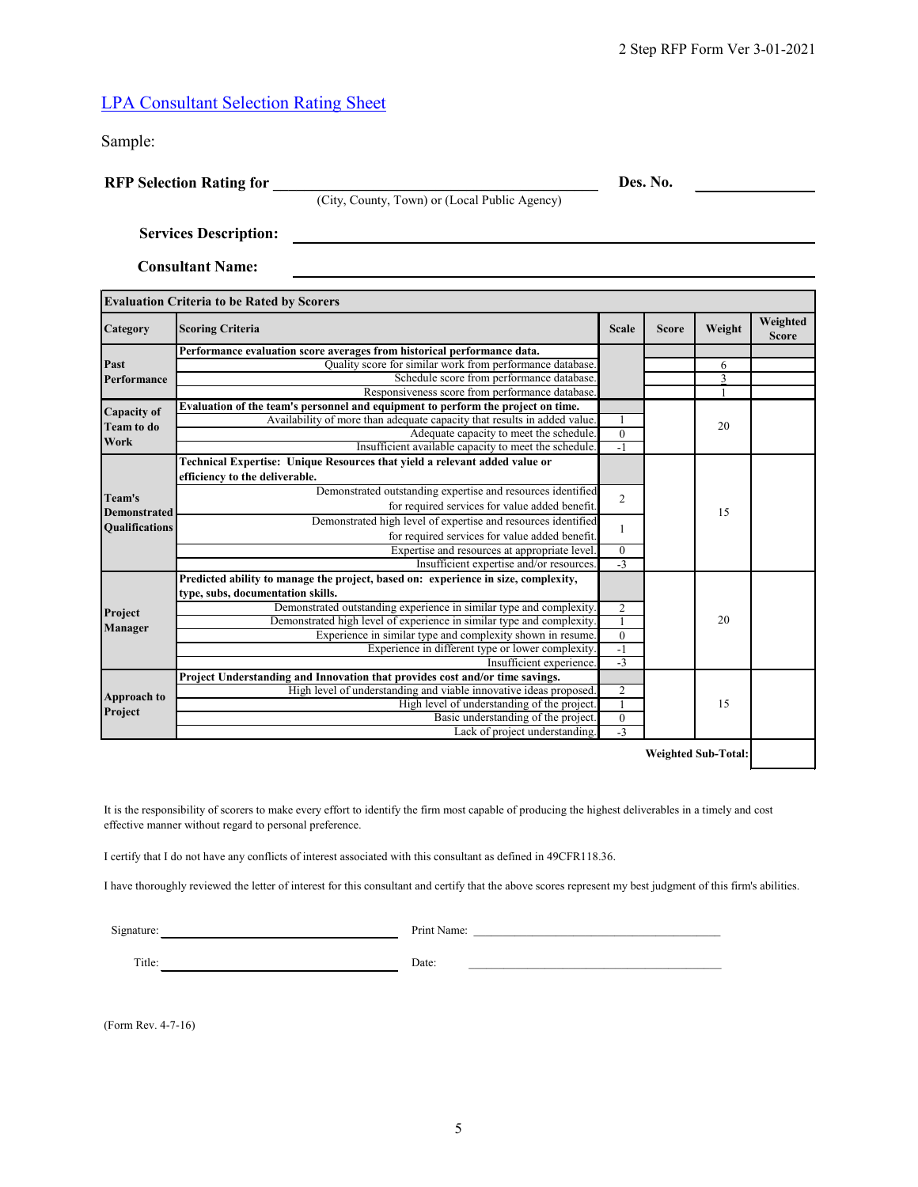LPA Consultant Selection Rating Sheet

Sample:

**RFP Selection Rating for** ______________________________ **Des. No.** ____________

(City, County, Town) or (Local Public Agency)

**Services Description:** ______________________________

**Consultant Name:** ______________________________

| **Evaluation Criteria to be Rated by Scorers** | | | | | |
|---|---|---|---|---|---|
| **Category** | **Scoring Criteria** | **Scale** | **Score** | **Weight** | **Weighted Score** |
| **Past Performance** | **Performance evaluation score averages from historical performance data.** | | | | |
| | Quality score for similar work from performance database. | | | 6 | |
| | Schedule score from performance database. | | | 3 | |
| | Responsiveness score from performance database. | | | 1 | |
| **Capacity of Team to do Work** | **Evaluation of the team's personnel and equipment to perform the project on time.** | | | 20 | |
| | Availability of more than adequate capacity that results in added value. | 1 | | | |
| | Adequate capacity to meet the schedule. | 0 | | | |
| | Insufficient available capacity to meet the schedule. | -1 | | | |
| **Team's Demonstrated Qualifications** | **Technical Expertise: Unique Resources that yield a relevant added value or efficiency to the deliverable.** | | | 15 | |
| | Demonstrated outstanding expertise and resources identified for required services for value added benefit. | 2 | | | |
| | Demonstrated high level of expertise and resources identified for required services for value added benefit. | 1 | | | |
| | Expertise and resources at appropriate level. | 0 | | | |
| | Insufficient expertise and/or resources. | -3 | | | |
| **Project Manager** | **Predicted ability to manage the project, based on: experience in size, complexity, type, subs, documentation skills.** | | | 20 | |
| | Demonstrated outstanding experience in similar type and complexity. | 2 | | | |
| | Demonstrated high level of experience in similar type and complexity. | 1 | | | |
| | Experience in similar type and complexity shown in resume. | 0 | | | |
| | Experience in different type or lower complexity. | -1 | | | |
| | Insufficient experience. | -3 | | | |
| **Approach to Project** | **Project Understanding and Innovation that provides cost and/or time savings.** | | | 15 | |
| | High level of understanding and viable innovative ideas proposed. | 2 | | | |
| | High level of understanding of the project. | 1 | | | |
| | Basic understanding of the project. | 0 | | | |
| | Lack of project understanding. | -3 | | | |
| | | | | **Weighted Sub-Total:** | |

It is the responsibility of scorers to make every effort to identify the firm most capable of producing the highest deliverables in a timely and cost effective manner without regard to personal preference.

I certify that I do not have any conflicts of interest associated with this consultant as defined in 49CFR118.36.

I have thoroughly reviewed the letter of interest for this consultant and certify that the above scores represent my best judgment of this firm's abilities.

Signature: ______________________ Print Name: ______________________

Title: ______________________ Date: ______________________

(Form Rev. 4-7-16)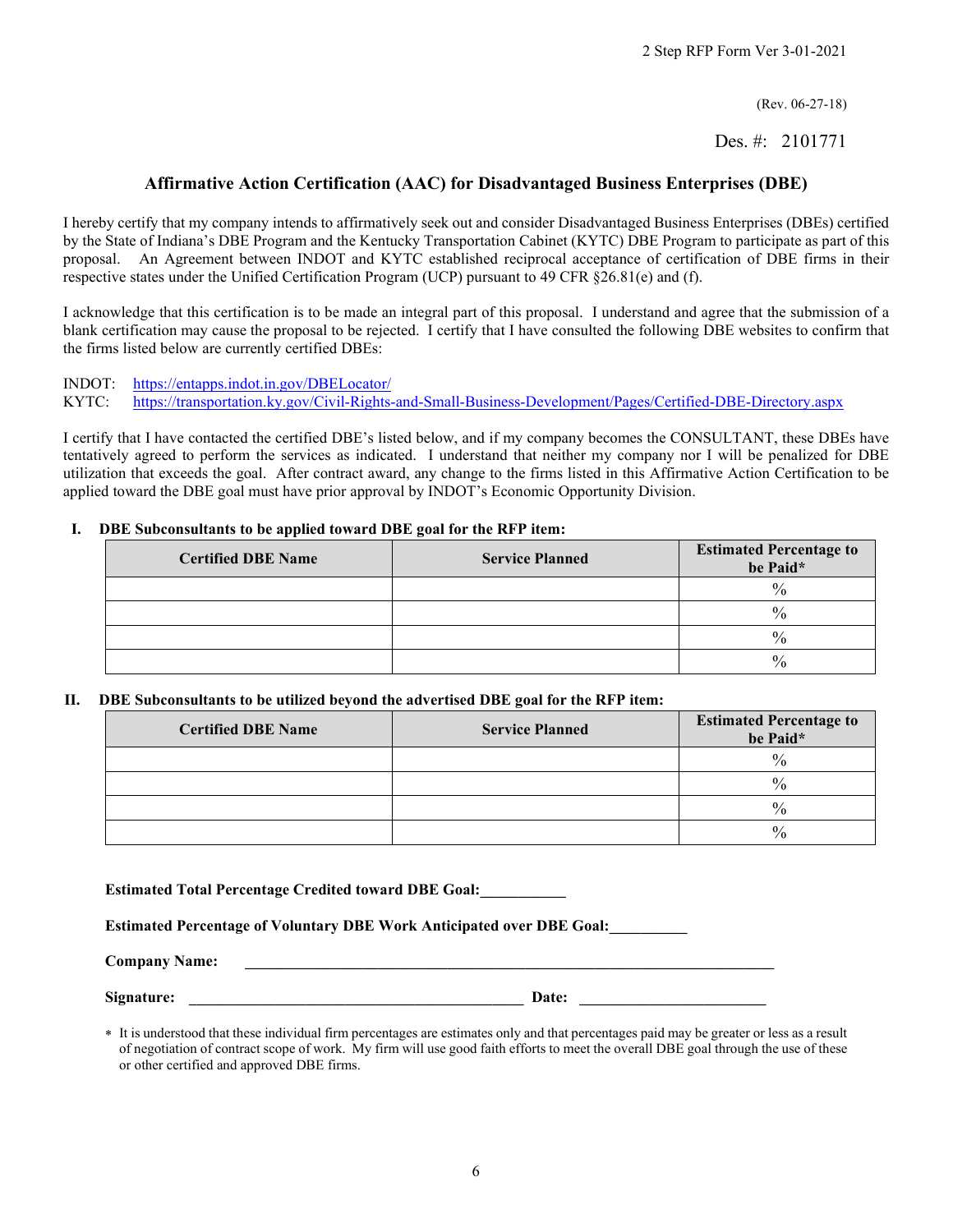2 Step RFP Form Ver 3-01-2021

(Rev. 06-27-18)

Des. #: 2101771

## Affirmative Action Certification (AAC) for Disadvantaged Business Enterprises (DBE)

I hereby certify that my company intends to affirmatively seek out and consider Disadvantaged Business Enterprises (DBEs) certified by the State of Indiana's DBE Program and the Kentucky Transportation Cabinet (KYTC) DBE Program to participate as part of this proposal. An Agreement between INDOT and KYTC established reciprocal acceptance of certification of DBE firms in their respective states under the Unified Certification Program (UCP) pursuant to 49 CFR §26.81(e) and (f).

I acknowledge that this certification is to be made an integral part of this proposal. I understand and agree that the submission of a blank certification may cause the proposal to be rejected. I certify that I have consulted the following DBE websites to confirm that the firms listed below are currently certified DBEs:

INDOT: https://entapps.indot.in.gov/DBELocator/
KYTC: https://transportation.ky.gov/Civil-Rights-and-Small-Business-Development/Pages/Certified-DBE-Directory.aspx

I certify that I have contacted the certified DBE's listed below, and if my company becomes the CONSULTANT, these DBEs have tentatively agreed to perform the services as indicated. I understand that neither my company nor I will be penalized for DBE utilization that exceeds the goal. After contract award, any change to the firms listed in this Affirmative Action Certification to be applied toward the DBE goal must have prior approval by INDOT's Economic Opportunity Division.

**I. DBE Subconsultants to be applied toward DBE goal for the RFP item:**

| Certified DBE Name | Service Planned | Estimated Percentage to be Paid* |
|---|---|---|
| | | % |
| | | % |
| | | % |
| | | % |

**II. DBE Subconsultants to be utilized beyond the advertised DBE goal for the RFP item:**

| Certified DBE Name | Service Planned | Estimated Percentage to be Paid* |
|---|---|---|
| | | % |
| | | % |
| | | % |
| | | % |

**Estimated Total Percentage Credited toward DBE Goal:**___________

**Estimated Percentage of Voluntary DBE Work Anticipated over DBE Goal:**__________

**Company Name:** ______________________________________________

**Signature:** ______________________________ **Date:** ________________

* It is understood that these individual firm percentages are estimates only and that percentages paid may be greater or less as a result of negotiation of contract scope of work. My firm will use good faith efforts to meet the overall DBE goal through the use of these or other certified and approved DBE firms.